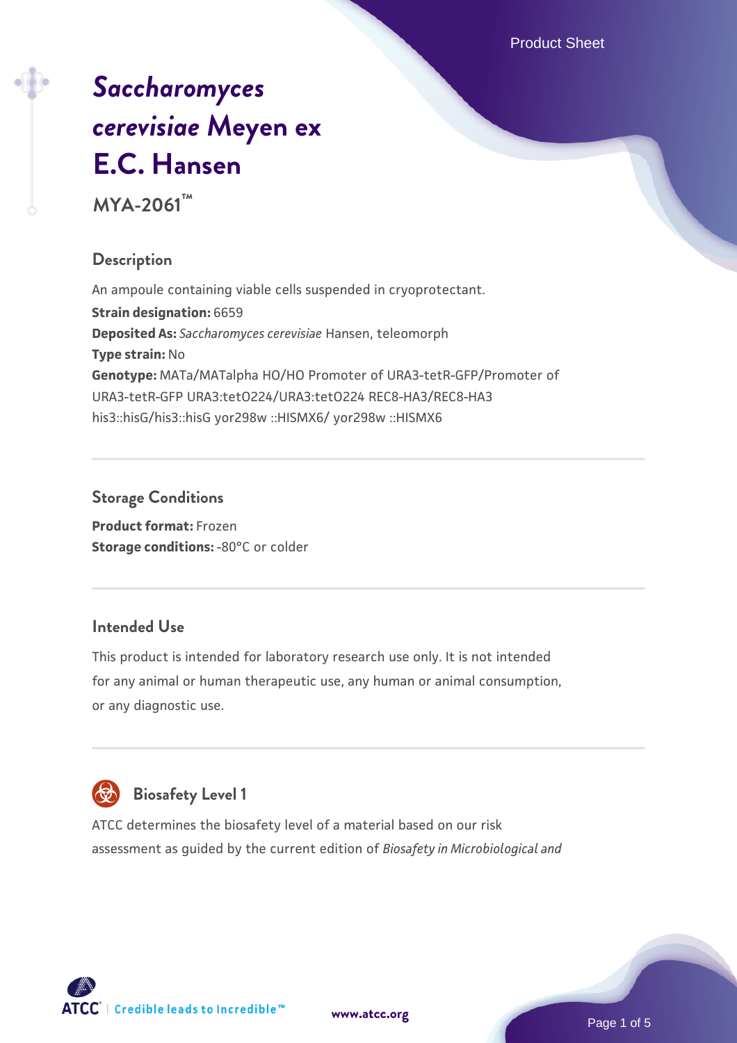# *Saccharomyces cerevisiae* Meyen ex E.C. Hansen

**MYA-2061™**

## Description

An ampoule containing viable cells suspended in cryoprotectant.

**Strain designation:** 6659

**Deposited As:** *Saccharomyces cerevisiae* Hansen, teleomorph

**Type strain:** No

**Genotype:** MATa/MATalpha HO/HO Promoter of URA3-tetR-GFP/Promoter of URA3-tetR-GFP URA3:tetO224/URA3:tetO224 REC8-HA3/REC8-HA3 his3::hisG/his3::hisG yor298w ::HISMX6/ yor298w ::HISMX6

## Storage Conditions

**Product format:** Frozen

**Storage conditions:** -80°C or colder

## Intended Use

This product is intended for laboratory research use only. It is not intended for any animal or human therapeutic use, any human or animal consumption, or any diagnostic use.

## Biosafety Level 1

ATCC determines the biosafety level of a material based on our risk assessment as guided by the current edition of *Biosafety in Microbiological and*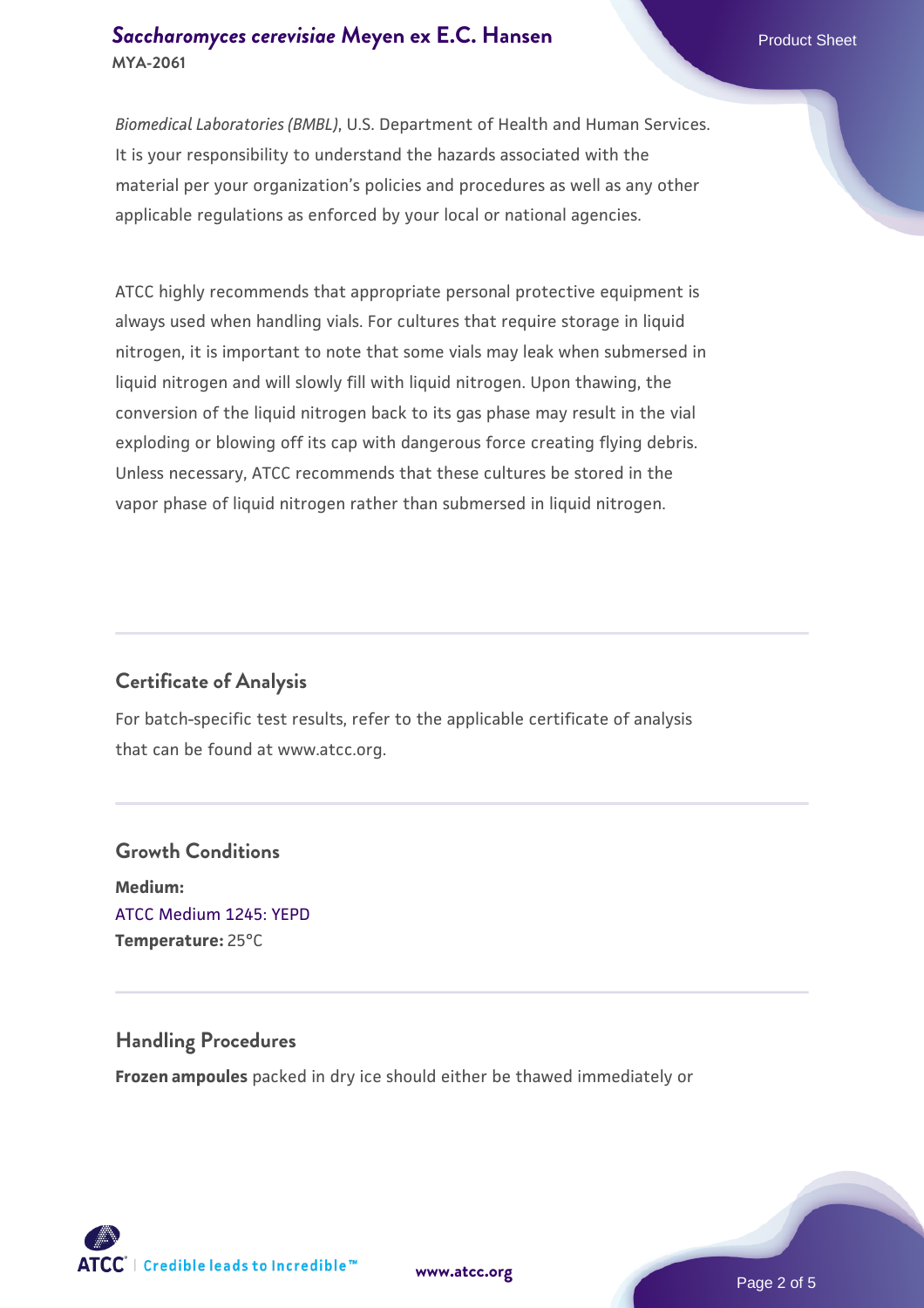*Biomedical Laboratories (BMBL)*, U.S. Department of Health and Human Services. It is your responsibility to understand the hazards associated with the material per your organization's policies and procedures as well as any other applicable regulations as enforced by your local or national agencies.

ATCC highly recommends that appropriate personal protective equipment is always used when handling vials. For cultures that require storage in liquid nitrogen, it is important to note that some vials may leak when submersed in liquid nitrogen and will slowly fill with liquid nitrogen. Upon thawing, the conversion of the liquid nitrogen back to its gas phase may result in the vial exploding or blowing off its cap with dangerous force creating flying debris. Unless necessary, ATCC recommends that these cultures be stored in the vapor phase of liquid nitrogen rather than submersed in liquid nitrogen.

## Certificate of Analysis

For batch-specific test results, refer to the applicable certificate of analysis that can be found at www.atcc.org.

## Growth Conditions

**Medium:**
ATCC Medium 1245: YEPD
**Temperature:** 25°C

## Handling Procedures

**Frozen ampoules** packed in dry ice should either be thawed immediately or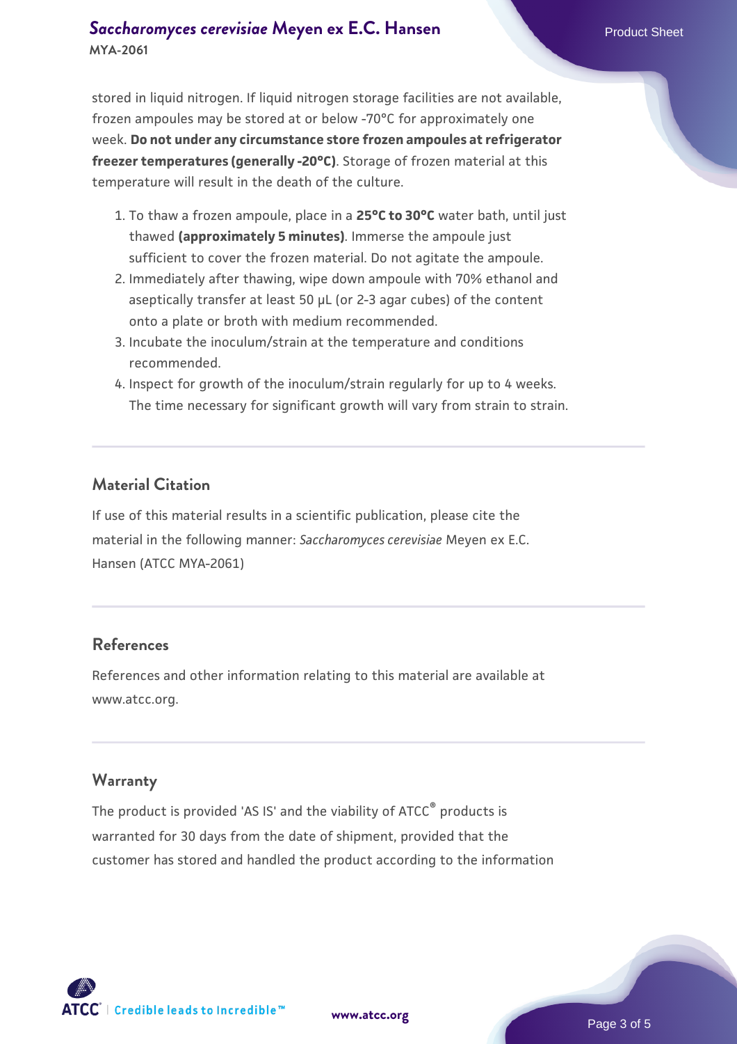stored in liquid nitrogen. If liquid nitrogen storage facilities are not available, frozen ampoules may be stored at or below -70°C for approximately one week. **Do not under any circumstance store frozen ampoules at refrigerator freezer temperatures (generally -20°C)**. Storage of frozen material at this temperature will result in the death of the culture.

1. To thaw a frozen ampoule, place in a **25°C to 30°C** water bath, until just thawed **(approximately 5 minutes)**. Immerse the ampoule just sufficient to cover the frozen material. Do not agitate the ampoule.
2. Immediately after thawing, wipe down ampoule with 70% ethanol and aseptically transfer at least 50 µL (or 2-3 agar cubes) of the content onto a plate or broth with medium recommended.
3. Incubate the inoculum/strain at the temperature and conditions recommended.
4. Inspect for growth of the inoculum/strain regularly for up to 4 weeks. The time necessary for significant growth will vary from strain to strain.

## Material Citation

If use of this material results in a scientific publication, please cite the material in the following manner: *Saccharomyces cerevisiae* Meyen ex E.C. Hansen (ATCC MYA-2061)

## References

References and other information relating to this material are available at www.atcc.org.

## Warranty

The product is provided 'AS IS' and the viability of ATCC® products is warranted for 30 days from the date of shipment, provided that the customer has stored and handled the product according to the information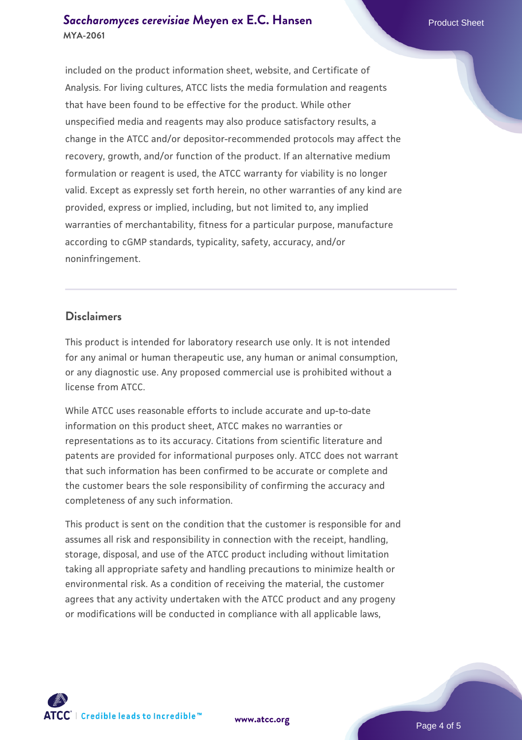included on the product information sheet, website, and Certificate of Analysis. For living cultures, ATCC lists the media formulation and reagents that have been found to be effective for the product. While other unspecified media and reagents may also produce satisfactory results, a change in the ATCC and/or depositor-recommended protocols may affect the recovery, growth, and/or function of the product. If an alternative medium formulation or reagent is used, the ATCC warranty for viability is no longer valid. Except as expressly set forth herein, no other warranties of any kind are provided, express or implied, including, but not limited to, any implied warranties of merchantability, fitness for a particular purpose, manufacture according to cGMP standards, typicality, safety, accuracy, and/or noninfringement.

## Disclaimers

This product is intended for laboratory research use only. It is not intended for any animal or human therapeutic use, any human or animal consumption, or any diagnostic use. Any proposed commercial use is prohibited without a license from ATCC.

While ATCC uses reasonable efforts to include accurate and up-to-date information on this product sheet, ATCC makes no warranties or representations as to its accuracy. Citations from scientific literature and patents are provided for informational purposes only. ATCC does not warrant that such information has been confirmed to be accurate or complete and the customer bears the sole responsibility of confirming the accuracy and completeness of any such information.

This product is sent on the condition that the customer is responsible for and assumes all risk and responsibility in connection with the receipt, handling, storage, disposal, and use of the ATCC product including without limitation taking all appropriate safety and handling precautions to minimize health or environmental risk. As a condition of receiving the material, the customer agrees that any activity undertaken with the ATCC product and any progeny or modifications will be conducted in compliance with all applicable laws,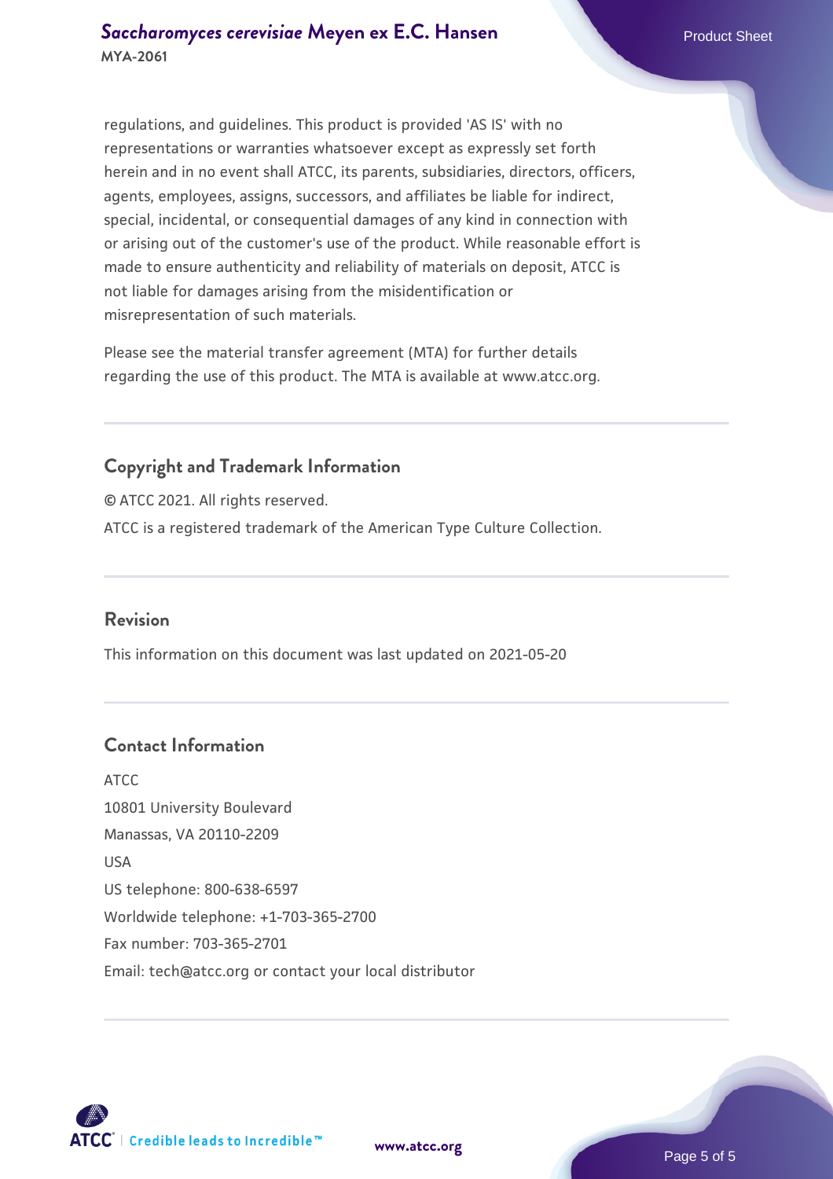regulations, and guidelines. This product is provided 'AS IS' with no representations or warranties whatsoever except as expressly set forth herein and in no event shall ATCC, its parents, subsidiaries, directors, officers, agents, employees, assigns, successors, and affiliates be liable for indirect, special, incidental, or consequential damages of any kind in connection with or arising out of the customer's use of the product. While reasonable effort is made to ensure authenticity and reliability of materials on deposit, ATCC is not liable for damages arising from the misidentification or misrepresentation of such materials.

Please see the material transfer agreement (MTA) for further details regarding the use of this product. The MTA is available at www.atcc.org.

## Copyright and Trademark Information

© ATCC 2021. All rights reserved.

ATCC is a registered trademark of the American Type Culture Collection.

## Revision

This information on this document was last updated on 2021-05-20

## Contact Information

ATCC
10801 University Boulevard
Manassas, VA 20110-2209
USA
US telephone: 800-638-6597
Worldwide telephone: +1-703-365-2700
Fax number: 703-365-2701
Email: tech@atcc.org or contact your local distributor